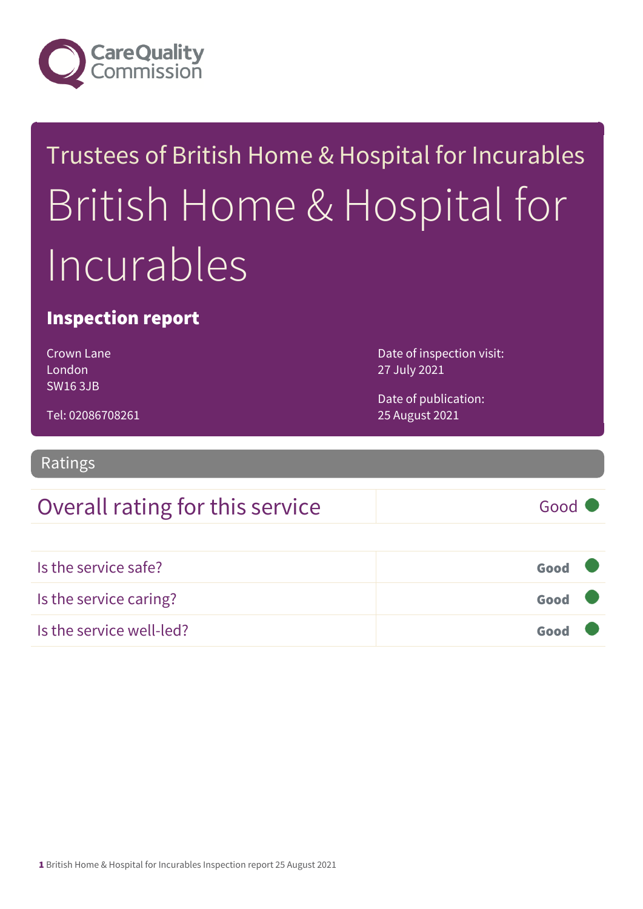Care Quality Commission

Trustees of British Home & Hospital for Incurables

# British Home & Hospital for Incurables

## Inspection report

Crown Lane
London
SW16 3JB

Tel: 02086708261

Date of inspection visit:
27 July 2021

Date of publication:
25 August 2021

## Ratings

| Overall rating for this service | Good |
|---|---|

| | |
|---|---|
| Is the service safe? | Good |
| Is the service caring? | Good |
| Is the service well-led? | Good |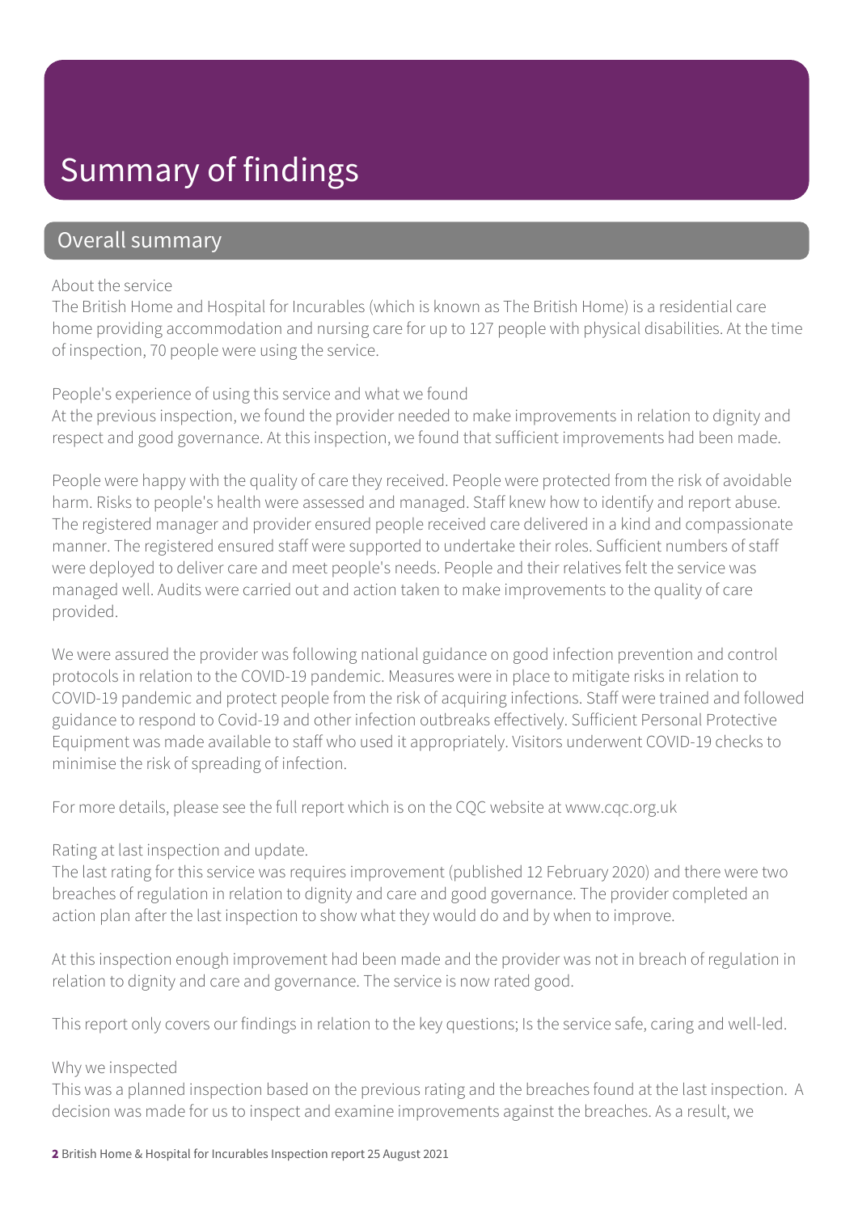# Summary of findings

## Overall summary

About the service
The British Home and Hospital for Incurables (which is known as The British Home) is a residential care home providing accommodation and nursing care for up to 127 people with physical disabilities. At the time of inspection, 70 people were using the service.

People's experience of using this service and what we found
At the previous inspection, we found the provider needed to make improvements in relation to dignity and respect and good governance. At this inspection, we found that sufficient improvements had been made.

People were happy with the quality of care they received. People were protected from the risk of avoidable harm. Risks to people's health were assessed and managed. Staff knew how to identify and report abuse. The registered manager and provider ensured people received care delivered in a kind and compassionate manner. The registered ensured staff were supported to undertake their roles. Sufficient numbers of staff were deployed to deliver care and meet people's needs. People and their relatives felt the service was managed well. Audits were carried out and action taken to make improvements to the quality of care provided.

We were assured the provider was following national guidance on good infection prevention and control protocols in relation to the COVID-19 pandemic. Measures were in place to mitigate risks in relation to COVID-19 pandemic and protect people from the risk of acquiring infections. Staff were trained and followed guidance to respond to Covid-19 and other infection outbreaks effectively. Sufficient Personal Protective Equipment was made available to staff who used it appropriately. Visitors underwent COVID-19 checks to minimise the risk of spreading of infection.

For more details, please see the full report which is on the CQC website at www.cqc.org.uk

Rating at last inspection and update.
The last rating for this service was requires improvement (published 12 February 2020) and there were two breaches of regulation in relation to dignity and care and good governance. The provider completed an action plan after the last inspection to show what they would do and by when to improve.

At this inspection enough improvement had been made and the provider was not in breach of regulation in relation to dignity and care and governance. The service is now rated good.

This report only covers our findings in relation to the key questions; Is the service safe, caring and well-led.

Why we inspected
This was a planned inspection based on the previous rating and the breaches found at the last inspection. A decision was made for us to inspect and examine improvements against the breaches. As a result, we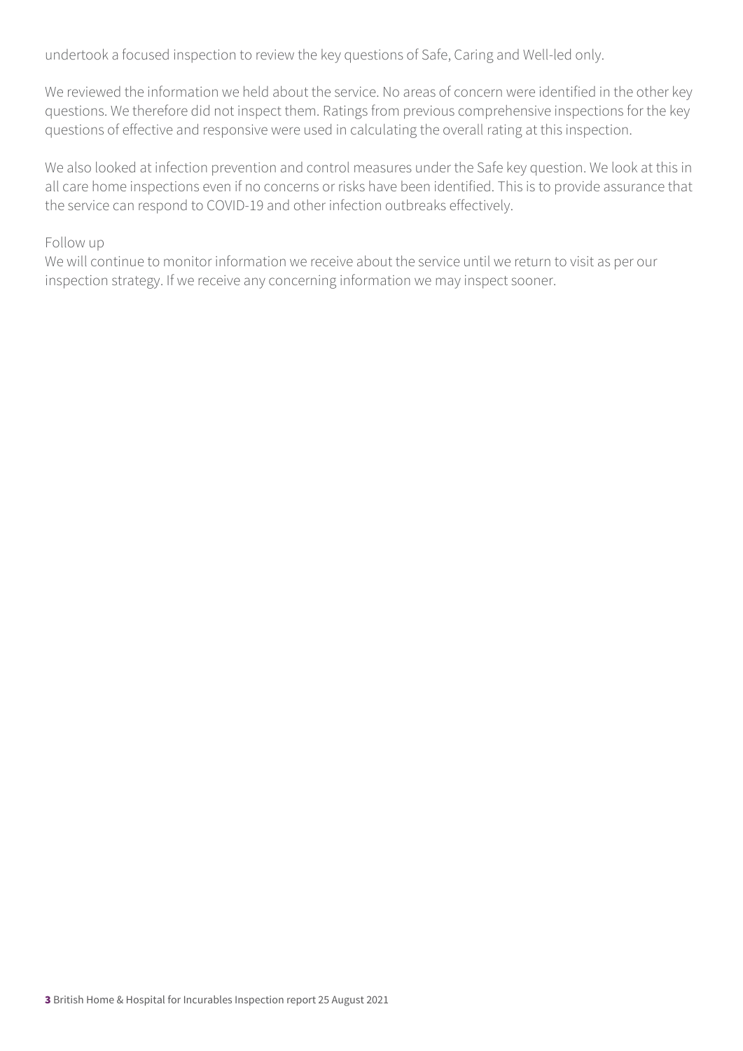undertook a focused inspection to review the key questions of Safe, Caring and Well-led only.

We reviewed the information we held about the service. No areas of concern were identified in the other key questions. We therefore did not inspect them. Ratings from previous comprehensive inspections for the key questions of effective and responsive were used in calculating the overall rating at this inspection.

We also looked at infection prevention and control measures under the Safe key question. We look at this in all care home inspections even if no concerns or risks have been identified. This is to provide assurance that the service can respond to COVID-19 and other infection outbreaks effectively.

Follow up

We will continue to monitor information we receive about the service until we return to visit as per our inspection strategy. If we receive any concerning information we may inspect sooner.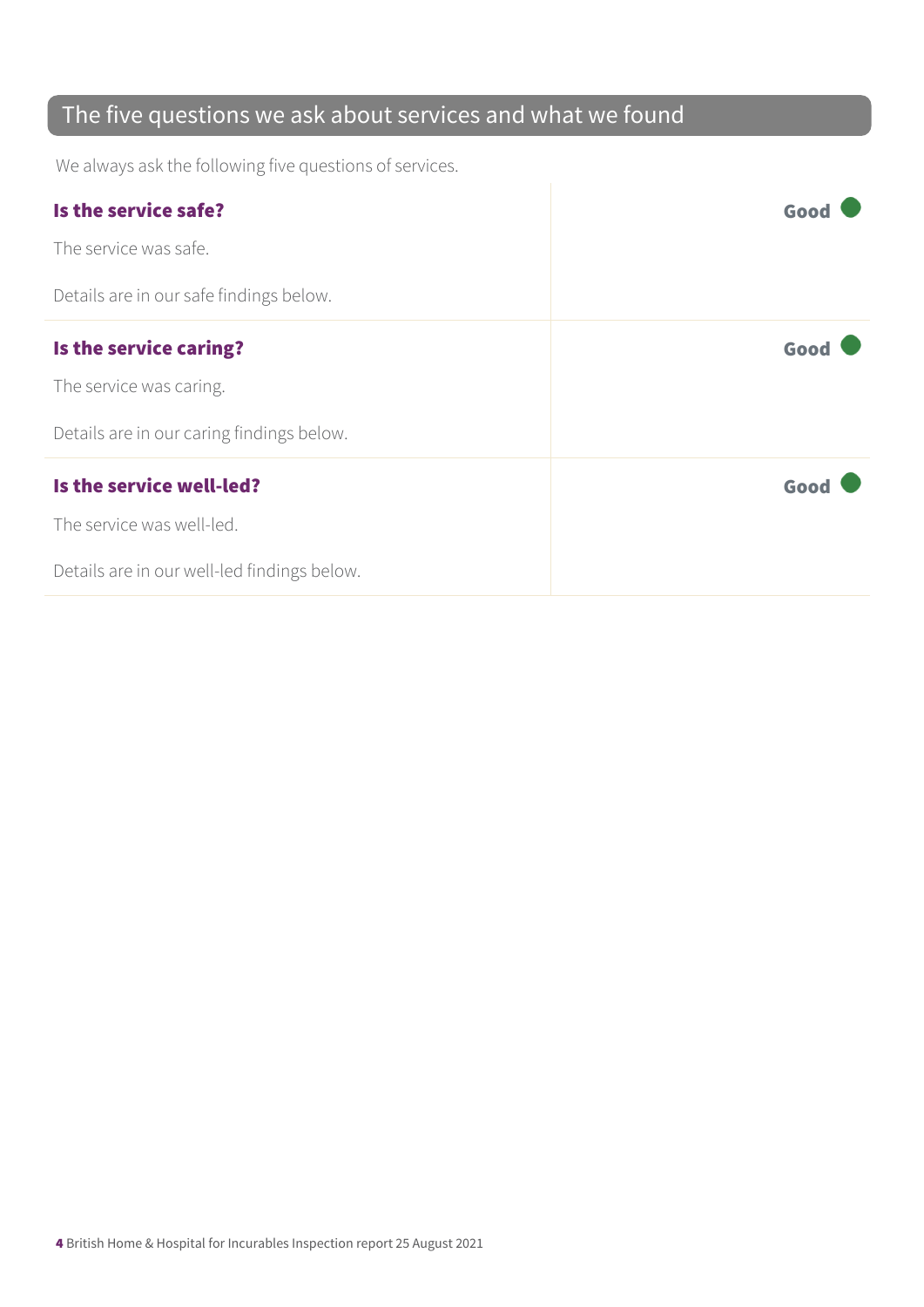## The five questions we ask about services and what we found

We always ask the following five questions of services.

| | |
|---|---|
| **Is the service safe?**<br><br>The service was safe.<br><br>Details are in our safe findings below. | **Good** |
| **Is the service caring?**<br><br>The service was caring.<br><br>Details are in our caring findings below. | **Good** |
| **Is the service well-led?**<br><br>The service was well-led.<br><br>Details are in our well-led findings below. | **Good** |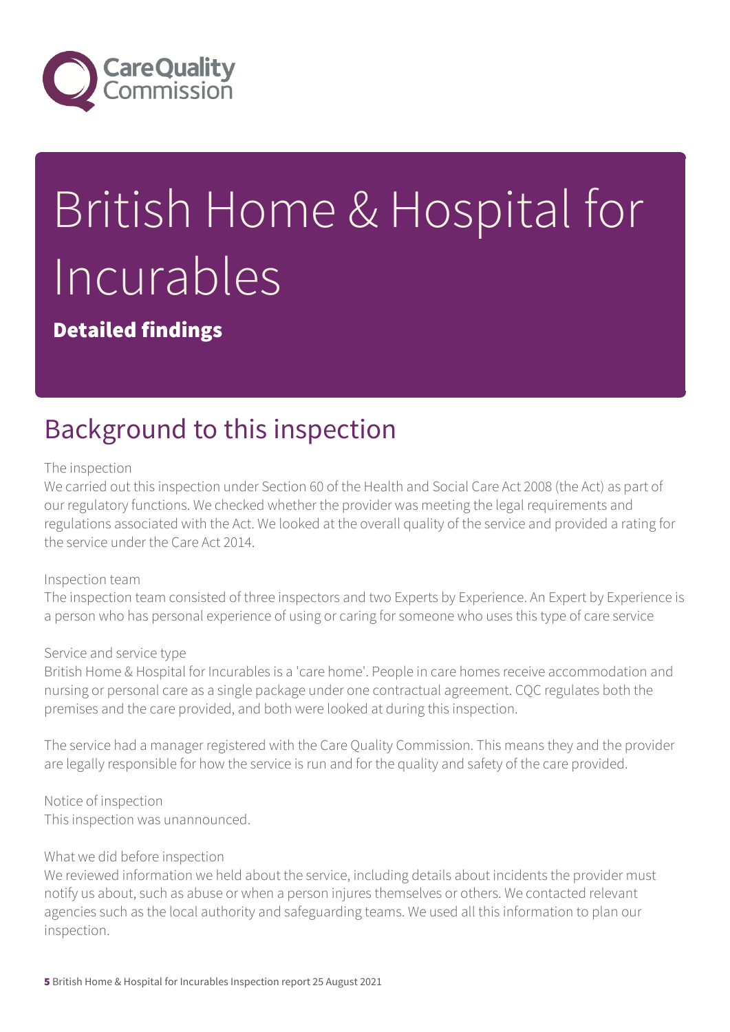# British Home & Hospital for Incurables

**Detailed findings**

## Background to this inspection

The inspection

We carried out this inspection under Section 60 of the Health and Social Care Act 2008 (the Act) as part of our regulatory functions. We checked whether the provider was meeting the legal requirements and regulations associated with the Act. We looked at the overall quality of the service and provided a rating for the service under the Care Act 2014.

Inspection team

The inspection team consisted of three inspectors and two Experts by Experience. An Expert by Experience is a person who has personal experience of using or caring for someone who uses this type of care service

Service and service type

British Home & Hospital for Incurables is a 'care home'. People in care homes receive accommodation and nursing or personal care as a single package under one contractual agreement. CQC regulates both the premises and the care provided, and both were looked at during this inspection.

The service had a manager registered with the Care Quality Commission. This means they and the provider are legally responsible for how the service is run and for the quality and safety of the care provided.

Notice of inspection

This inspection was unannounced.

What we did before inspection

We reviewed information we held about the service, including details about incidents the provider must notify us about, such as abuse or when a person injures themselves or others. We contacted relevant agencies such as the local authority and safeguarding teams. We used all this information to plan our inspection.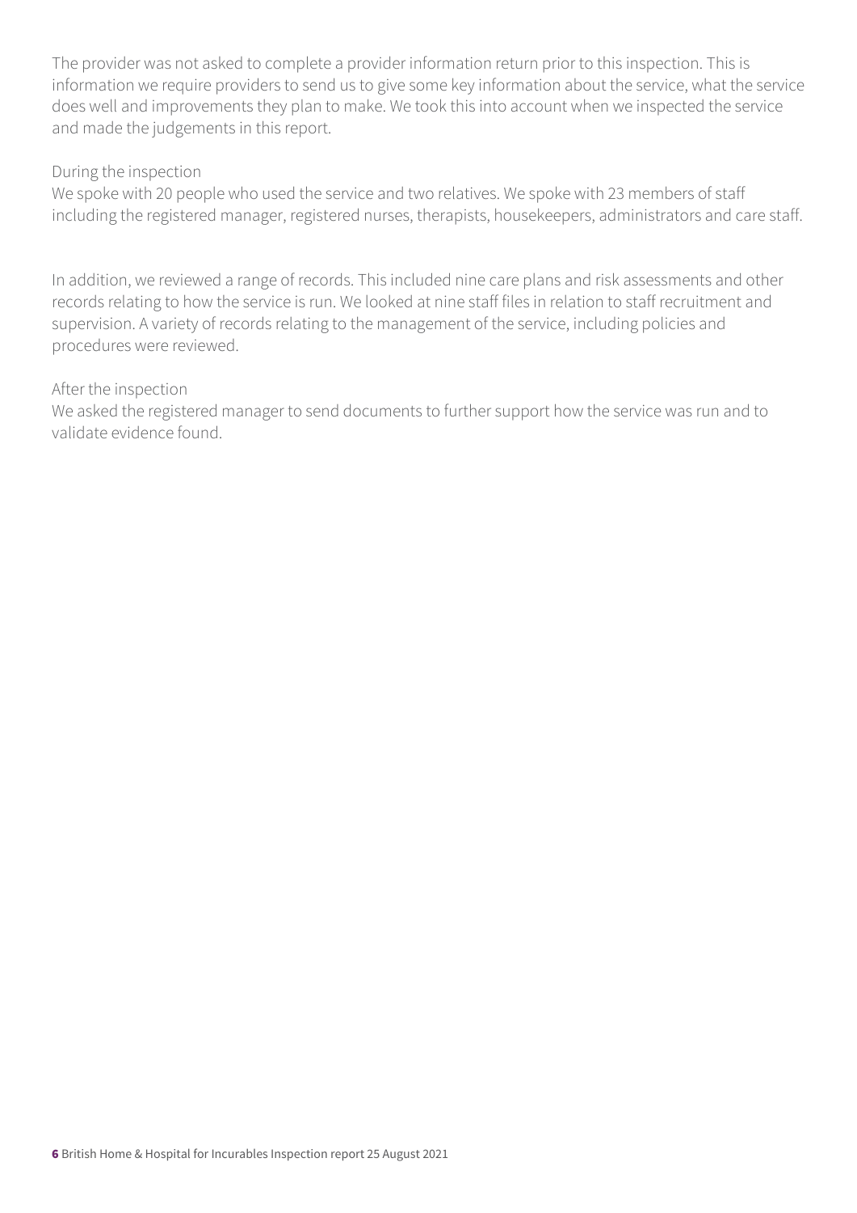The provider was not asked to complete a provider information return prior to this inspection. This is information we require providers to send us to give some key information about the service, what the service does well and improvements they plan to make. We took this into account when we inspected the service and made the judgements in this report.

During the inspection
We spoke with 20 people who used the service and two relatives. We spoke with 23 members of staff including the registered manager, registered nurses, therapists, housekeepers, administrators and care staff.

In addition, we reviewed a range of records. This included nine care plans and risk assessments and other records relating to how the service is run. We looked at nine staff files in relation to staff recruitment and supervision. A variety of records relating to the management of the service, including policies and procedures were reviewed.

After the inspection
We asked the registered manager to send documents to further support how the service was run and to validate evidence found.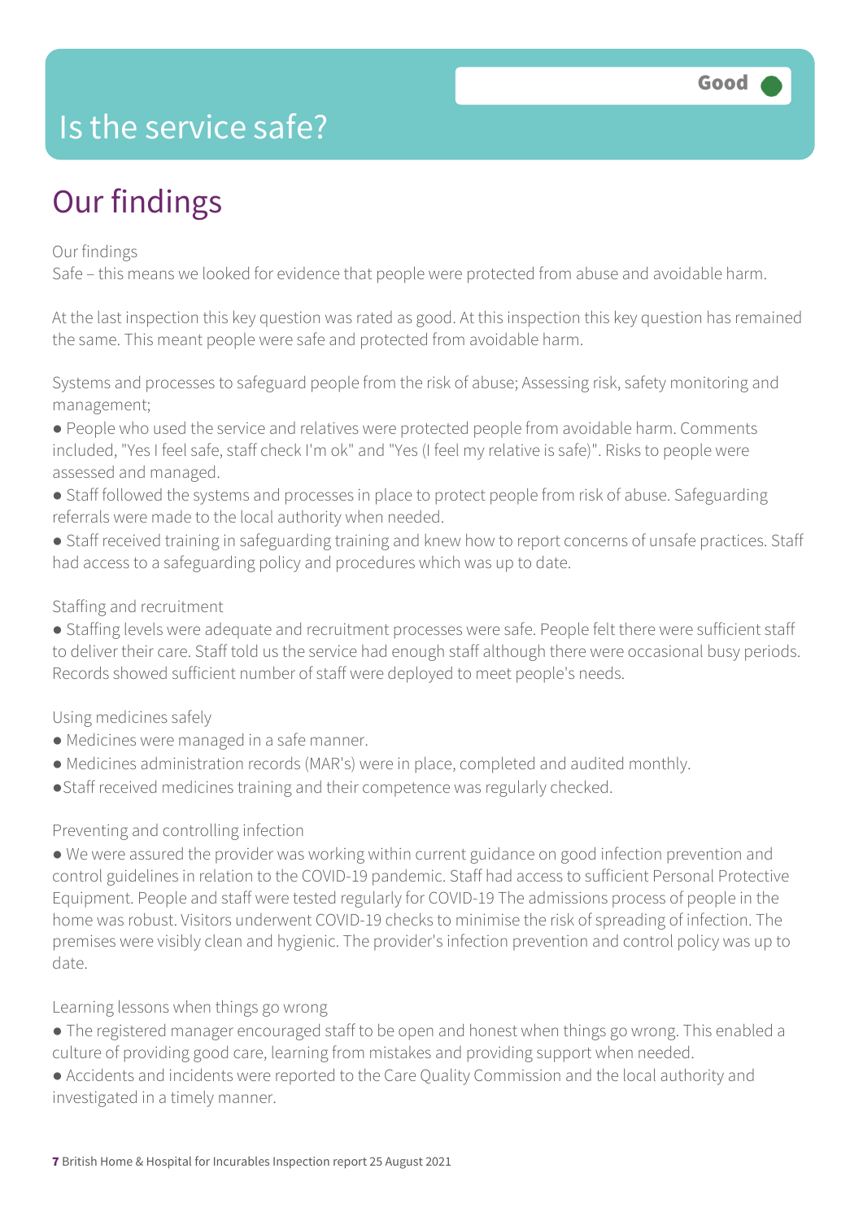# Is the service safe?

Good

## Our findings

Our findings
Safe – this means we looked for evidence that people were protected from abuse and avoidable harm.

At the last inspection this key question was rated as good. At this inspection this key question has remained the same. This meant people were safe and protected from avoidable harm.

Systems and processes to safeguard people from the risk of abuse; Assessing risk, safety monitoring and management;

- People who used the service and relatives were protected people from avoidable harm. Comments included, "Yes I feel safe, staff check I'm ok" and "Yes (I feel my relative is safe)". Risks to people were assessed and managed.
- Staff followed the systems and processes in place to protect people from risk of abuse. Safeguarding referrals were made to the local authority when needed.
- Staff received training in safeguarding training and knew how to report concerns of unsafe practices. Staff had access to a safeguarding policy and procedures which was up to date.

Staffing and recruitment

- Staffing levels were adequate and recruitment processes were safe. People felt there were sufficient staff to deliver their care. Staff told us the service had enough staff although there were occasional busy periods. Records showed sufficient number of staff were deployed to meet people's needs.

Using medicines safely

- Medicines were managed in a safe manner.
- Medicines administration records (MAR's) were in place, completed and audited monthly.
- Staff received medicines training and their competence was regularly checked.

Preventing and controlling infection

- We were assured the provider was working within current guidance on good infection prevention and control guidelines in relation to the COVID-19 pandemic. Staff had access to sufficient Personal Protective Equipment. People and staff were tested regularly for COVID-19 The admissions process of people in the home was robust. Visitors underwent COVID-19 checks to minimise the risk of spreading of infection. The premises were visibly clean and hygienic. The provider's infection prevention and control policy was up to date.

Learning lessons when things go wrong

- The registered manager encouraged staff to be open and honest when things go wrong. This enabled a culture of providing good care, learning from mistakes and providing support when needed.
- Accidents and incidents were reported to the Care Quality Commission and the local authority and investigated in a timely manner.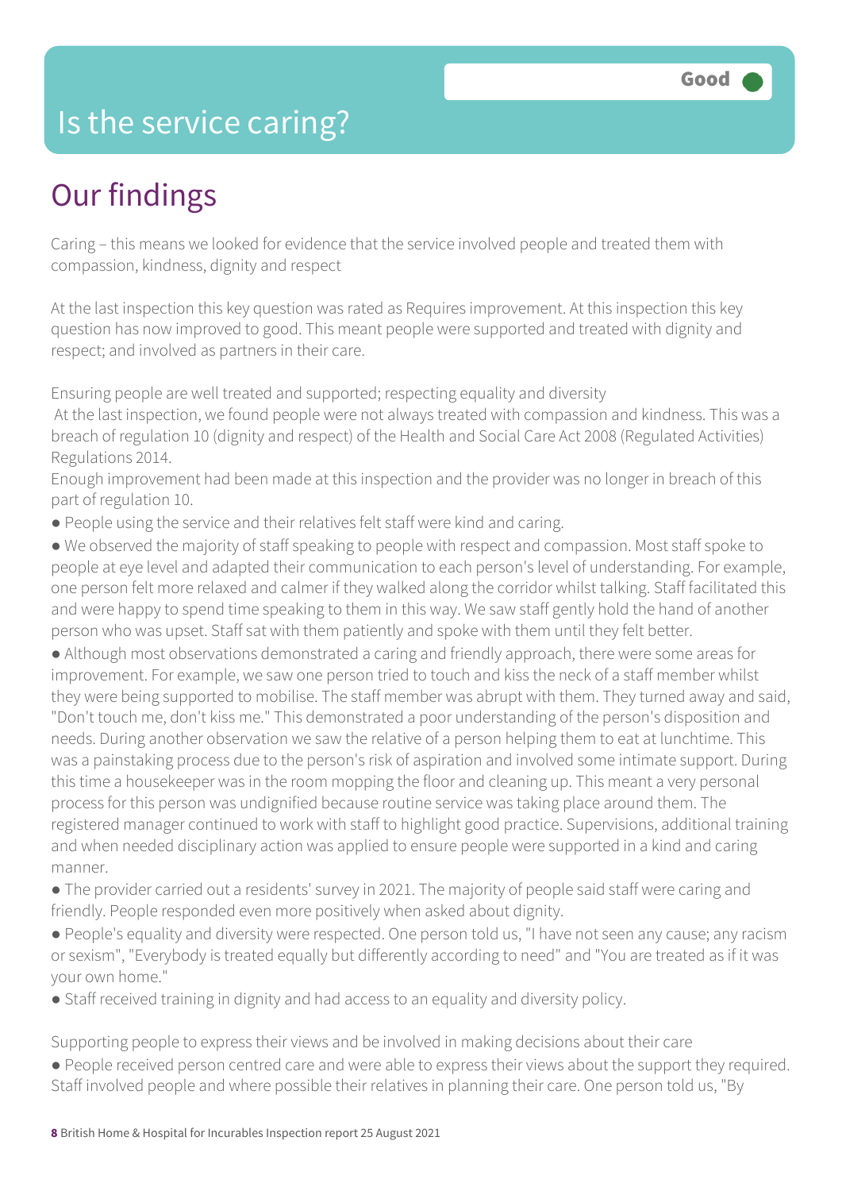# Is the service caring?

Good

## Our findings

Caring – this means we looked for evidence that the service involved people and treated them with compassion, kindness, dignity and respect

At the last inspection this key question was rated as Requires improvement. At this inspection this key question has now improved to good. This meant people were supported and treated with dignity and respect; and involved as partners in their care.

Ensuring people are well treated and supported; respecting equality and diversity
At the last inspection, we found people were not always treated with compassion and kindness. This was a breach of regulation 10 (dignity and respect) of the Health and Social Care Act 2008 (Regulated Activities) Regulations 2014.
Enough improvement had been made at this inspection and the provider was no longer in breach of this part of regulation 10.

- People using the service and their relatives felt staff were kind and caring.
- We observed the majority of staff speaking to people with respect and compassion. Most staff spoke to people at eye level and adapted their communication to each person's level of understanding. For example, one person felt more relaxed and calmer if they walked along the corridor whilst talking. Staff facilitated this and were happy to spend time speaking to them in this way. We saw staff gently hold the hand of another person who was upset. Staff sat with them patiently and spoke with them until they felt better.
- Although most observations demonstrated a caring and friendly approach, there were some areas for improvement. For example, we saw one person tried to touch and kiss the neck of a staff member whilst they were being supported to mobilise. The staff member was abrupt with them. They turned away and said, "Don't touch me, don't kiss me." This demonstrated a poor understanding of the person's disposition and needs. During another observation we saw the relative of a person helping them to eat at lunchtime. This was a painstaking process due to the person's risk of aspiration and involved some intimate support. During this time a housekeeper was in the room mopping the floor and cleaning up. This meant a very personal process for this person was undignified because routine service was taking place around them. The registered manager continued to work with staff to highlight good practice. Supervisions, additional training and when needed disciplinary action was applied to ensure people were supported in a kind and caring manner.
- The provider carried out a residents' survey in 2021. The majority of people said staff were caring and friendly. People responded even more positively when asked about dignity.
- People's equality and diversity were respected. One person told us, "I have not seen any cause; any racism or sexism", "Everybody is treated equally but differently according to need" and "You are treated as if it was your own home."
- Staff received training in dignity and had access to an equality and diversity policy.

Supporting people to express their views and be involved in making decisions about their care

- People received person centred care and were able to express their views about the support they required. Staff involved people and where possible their relatives in planning their care. One person told us, "By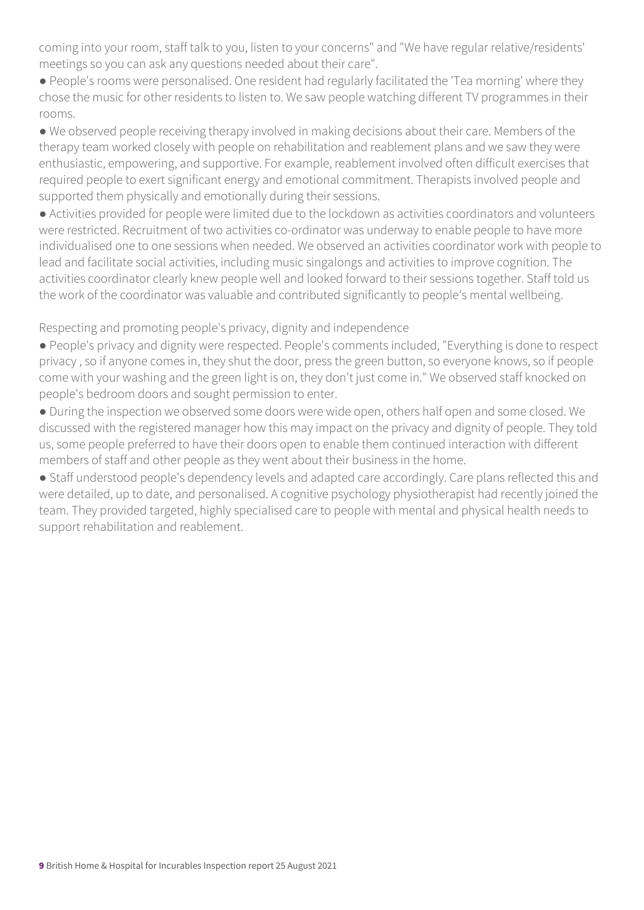coming into your room, staff talk to you, listen to your concerns" and "We have regular relative/residents' meetings so you can ask any questions needed about their care".

- People's rooms were personalised. One resident had regularly facilitated the 'Tea morning' where they chose the music for other residents to listen to. We saw people watching different TV programmes in their rooms.
- We observed people receiving therapy involved in making decisions about their care. Members of the therapy team worked closely with people on rehabilitation and reablement plans and we saw they were enthusiastic, empowering, and supportive. For example, reablement involved often difficult exercises that required people to exert significant energy and emotional commitment. Therapists involved people and supported them physically and emotionally during their sessions.
- Activities provided for people were limited due to the lockdown as activities coordinators and volunteers were restricted. Recruitment of two activities co-ordinator was underway to enable people to have more individualised one to one sessions when needed. We observed an activities coordinator work with people to lead and facilitate social activities, including music singalongs and activities to improve cognition. The activities coordinator clearly knew people well and looked forward to their sessions together. Staff told us the work of the coordinator was valuable and contributed significantly to people's mental wellbeing.

Respecting and promoting people's privacy, dignity and independence

- People's privacy and dignity were respected. People's comments included, "Everything is done to respect privacy , so if anyone comes in, they shut the door, press the green button, so everyone knows, so if people come with your washing and the green light is on, they don't just come in." We observed staff knocked on people's bedroom doors and sought permission to enter.
- During the inspection we observed some doors were wide open, others half open and some closed. We discussed with the registered manager how this may impact on the privacy and dignity of people. They told us, some people preferred to have their doors open to enable them continued interaction with different members of staff and other people as they went about their business in the home.
- Staff understood people's dependency levels and adapted care accordingly. Care plans reflected this and were detailed, up to date, and personalised. A cognitive psychology physiotherapist had recently joined the team. They provided targeted, highly specialised care to people with mental and physical health needs to support rehabilitation and reablement.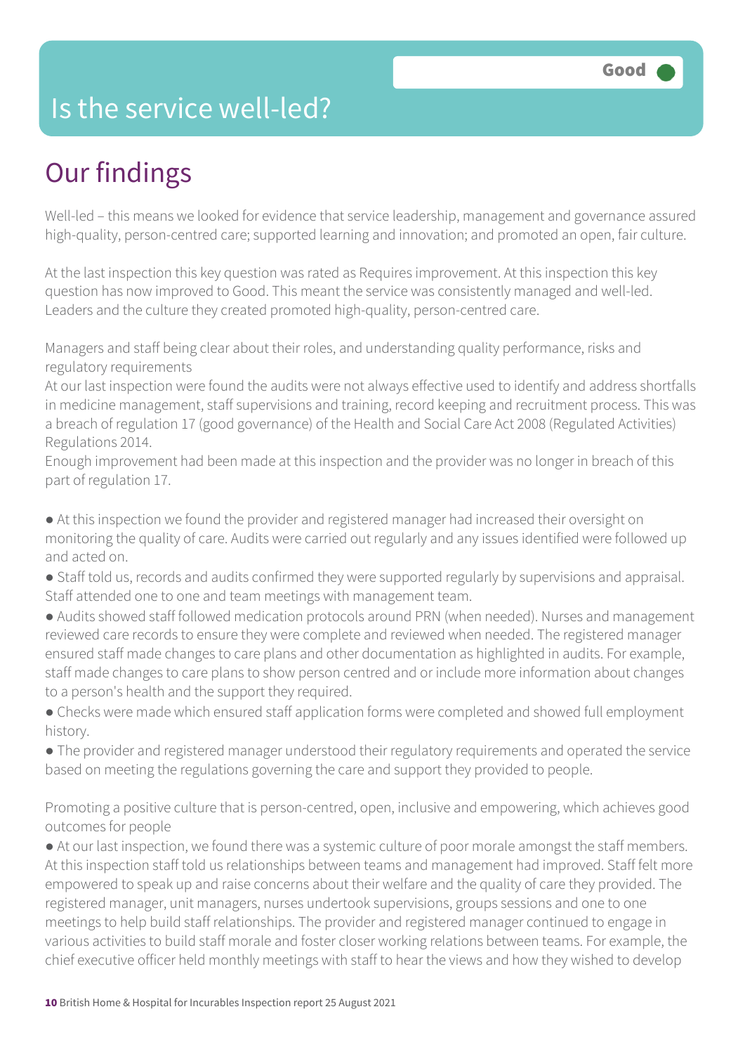# Is the service well-led?

Good

## Our findings

Well-led – this means we looked for evidence that service leadership, management and governance assured high-quality, person-centred care; supported learning and innovation; and promoted an open, fair culture.

At the last inspection this key question was rated as Requires improvement. At this inspection this key question has now improved to Good. This meant the service was consistently managed and well-led. Leaders and the culture they created promoted high-quality, person-centred care.

Managers and staff being clear about their roles, and understanding quality performance, risks and regulatory requirements

At our last inspection were found the audits were not always effective used to identify and address shortfalls in medicine management, staff supervisions and training, record keeping and recruitment process. This was a breach of regulation 17 (good governance) of the Health and Social Care Act 2008 (Regulated Activities) Regulations 2014.

Enough improvement had been made at this inspection and the provider was no longer in breach of this part of regulation 17.

- At this inspection we found the provider and registered manager had increased their oversight on monitoring the quality of care. Audits were carried out regularly and any issues identified were followed up and acted on.
- Staff told us, records and audits confirmed they were supported regularly by supervisions and appraisal. Staff attended one to one and team meetings with management team.
- Audits showed staff followed medication protocols around PRN (when needed). Nurses and management reviewed care records to ensure they were complete and reviewed when needed. The registered manager ensured staff made changes to care plans and other documentation as highlighted in audits. For example, staff made changes to care plans to show person centred and or include more information about changes to a person's health and the support they required.
- Checks were made which ensured staff application forms were completed and showed full employment history.
- The provider and registered manager understood their regulatory requirements and operated the service based on meeting the regulations governing the care and support they provided to people.

Promoting a positive culture that is person-centred, open, inclusive and empowering, which achieves good outcomes for people

- At our last inspection, we found there was a systemic culture of poor morale amongst the staff members. At this inspection staff told us relationships between teams and management had improved. Staff felt more empowered to speak up and raise concerns about their welfare and the quality of care they provided. The registered manager, unit managers, nurses undertook supervisions, groups sessions and one to one meetings to help build staff relationships. The provider and registered manager continued to engage in various activities to build staff morale and foster closer working relations between teams. For example, the chief executive officer held monthly meetings with staff to hear the views and how they wished to develop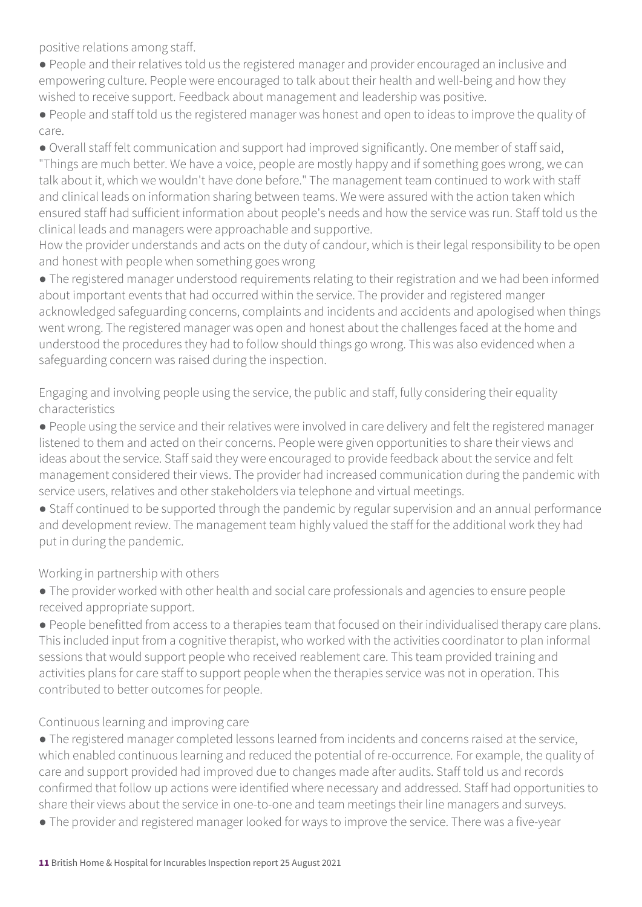positive relations among staff.

- People and their relatives told us the registered manager and provider encouraged an inclusive and empowering culture. People were encouraged to talk about their health and well-being and how they wished to receive support. Feedback about management and leadership was positive.
- People and staff told us the registered manager was honest and open to ideas to improve the quality of care.
- Overall staff felt communication and support had improved significantly. One member of staff said, "Things are much better. We have a voice, people are mostly happy and if something goes wrong, we can talk about it, which we wouldn't have done before." The management team continued to work with staff and clinical leads on information sharing between teams. We were assured with the action taken which ensured staff had sufficient information about people's needs and how the service was run. Staff told us the clinical leads and managers were approachable and supportive.

How the provider understands and acts on the duty of candour, which is their legal responsibility to be open and honest with people when something goes wrong

- The registered manager understood requirements relating to their registration and we had been informed about important events that had occurred within the service. The provider and registered manger acknowledged safeguarding concerns, complaints and incidents and accidents and apologised when things went wrong. The registered manager was open and honest about the challenges faced at the home and understood the procedures they had to follow should things go wrong. This was also evidenced when a safeguarding concern was raised during the inspection.

Engaging and involving people using the service, the public and staff, fully considering their equality characteristics

- People using the service and their relatives were involved in care delivery and felt the registered manager listened to them and acted on their concerns. People were given opportunities to share their views and ideas about the service. Staff said they were encouraged to provide feedback about the service and felt management considered their views. The provider had increased communication during the pandemic with service users, relatives and other stakeholders via telephone and virtual meetings.
- Staff continued to be supported through the pandemic by regular supervision and an annual performance and development review. The management team highly valued the staff for the additional work they had put in during the pandemic.

Working in partnership with others

- The provider worked with other health and social care professionals and agencies to ensure people received appropriate support.
- People benefitted from access to a therapies team that focused on their individualised therapy care plans. This included input from a cognitive therapist, who worked with the activities coordinator to plan informal sessions that would support people who received reablement care. This team provided training and activities plans for care staff to support people when the therapies service was not in operation. This contributed to better outcomes for people.

Continuous learning and improving care

- The registered manager completed lessons learned from incidents and concerns raised at the service, which enabled continuous learning and reduced the potential of re-occurrence. For example, the quality of care and support provided had improved due to changes made after audits. Staff told us and records confirmed that follow up actions were identified where necessary and addressed. Staff had opportunities to share their views about the service in one-to-one and team meetings their line managers and surveys.
- The provider and registered manager looked for ways to improve the service. There was a five-year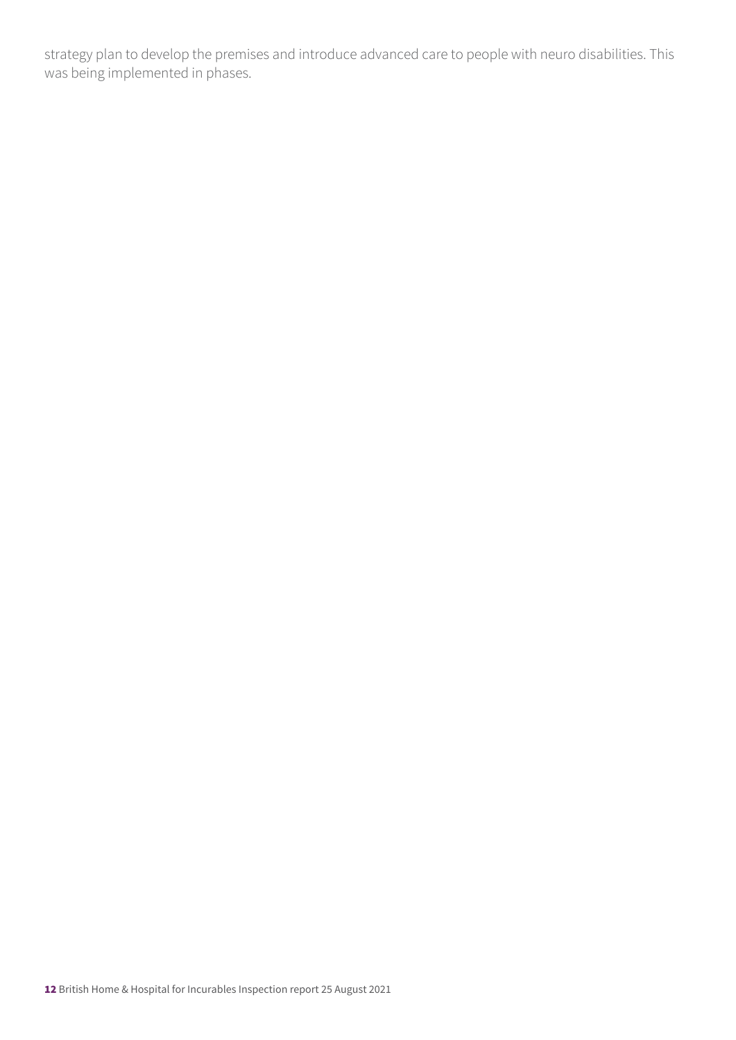strategy plan to develop the premises and introduce advanced care to people with neuro disabilities. This was being implemented in phases.